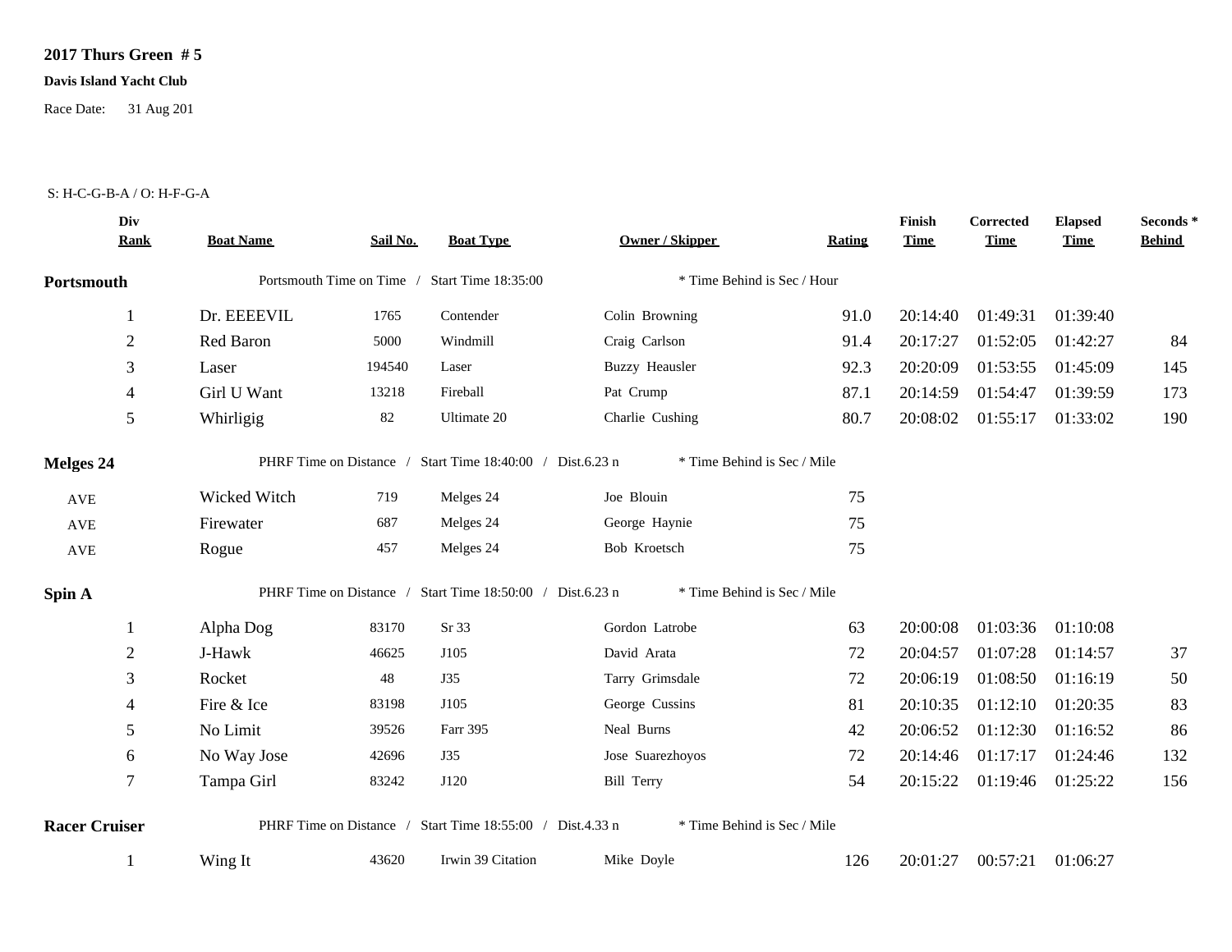# 2017 Thurs Green # 5

**Davis Island Yacht Club**

Race Date: 31 Aug 201

S: H-C-G-B-A / O: H-F-G-A

| Div Rank | Boat Name | Sail No. | Boat Type | Owner / Skipper | Rating | Finish Time | Corrected Time | Elapsed Time | Seconds * Behind |
|---|---|---|---|---|---|---|---|---|---|
| **Portsmouth** | Portsmouth Time on Time / Start Time 18:35:00 | | | * Time Behind is Sec / Hour | | | | | |
| 1 | Dr. EEEEVIL | 1765 | Contender | Colin Browning | 91.0 | 20:14:40 | 01:49:31 | 01:39:40 | |
| 2 | Red Baron | 5000 | Windmill | Craig Carlson | 91.4 | 20:17:27 | 01:52:05 | 01:42:27 | 84 |
| 3 | Laser | 194540 | Laser | Buzzy Heausler | 92.3 | 20:20:09 | 01:53:55 | 01:45:09 | 145 |
| 4 | Girl U Want | 13218 | Fireball | Pat Crump | 87.1 | 20:14:59 | 01:54:47 | 01:39:59 | 173 |
| 5 | Whirligig | 82 | Ultimate 20 | Charlie Cushing | 80.7 | 20:08:02 | 01:55:17 | 01:33:02 | 190 |
| **Melges 24** | PHRF Time on Distance / Start Time 18:40:00 / Dist.6.23 n | | | * Time Behind is Sec / Mile | | | | | |
| AVE | Wicked Witch | 719 | Melges 24 | Joe Blouin | 75 | | | | |
| AVE | Firewater | 687 | Melges 24 | George Haynie | 75 | | | | |
| AVE | Rogue | 457 | Melges 24 | Bob Kroetsch | 75 | | | | |
| **Spin A** | PHRF Time on Distance / Start Time 18:50:00 / Dist.6.23 n | | | * Time Behind is Sec / Mile | | | | | |
| 1 | Alpha Dog | 83170 | Sr 33 | Gordon Latrobe | 63 | 20:00:08 | 01:03:36 | 01:10:08 | |
| 2 | J-Hawk | 46625 | J105 | David Arata | 72 | 20:04:57 | 01:07:28 | 01:14:57 | 37 |
| 3 | Rocket | 48 | J35 | Tarry Grimsdale | 72 | 20:06:19 | 01:08:50 | 01:16:19 | 50 |
| 4 | Fire & Ice | 83198 | J105 | George Cussins | 81 | 20:10:35 | 01:12:10 | 01:20:35 | 83 |
| 5 | No Limit | 39526 | Farr 395 | Neal Burns | 42 | 20:06:52 | 01:12:30 | 01:16:52 | 86 |
| 6 | No Way Jose | 42696 | J35 | Jose Suarezhoyos | 72 | 20:14:46 | 01:17:17 | 01:24:46 | 132 |
| 7 | Tampa Girl | 83242 | J120 | Bill Terry | 54 | 20:15:22 | 01:19:46 | 01:25:22 | 156 |
| **Racer Cruiser** | PHRF Time on Distance / Start Time 18:55:00 / Dist.4.33 n | | | * Time Behind is Sec / Mile | | | | | |
| 1 | Wing It | 43620 | Irwin 39 Citation | Mike Doyle | 126 | 20:01:27 | 00:57:21 | 01:06:27 | |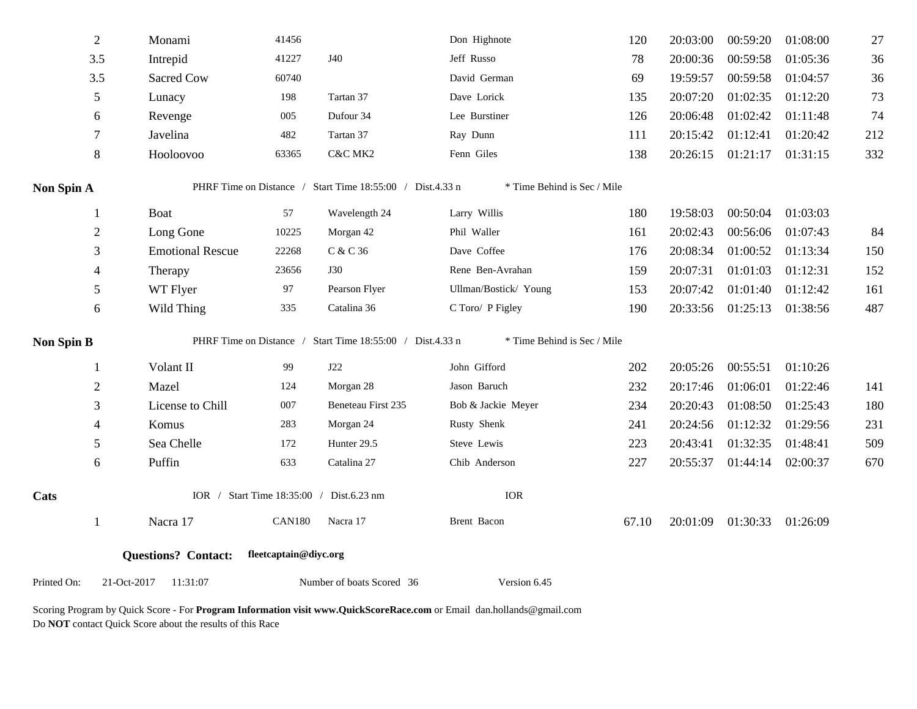| | | | | | | | | | |
|---|---|---|---|---|---|---|---|---|---|
| 2 | Monami | 41456 | | Don Highnote | 120 | 20:03:00 | 00:59:20 | 01:08:00 | 27 |
| 3.5 | Intrepid | 41227 | J40 | Jeff Russo | 78 | 20:00:36 | 00:59:58 | 01:05:36 | 36 |
| 3.5 | Sacred Cow | 60740 | | David German | 69 | 19:59:57 | 00:59:58 | 01:04:57 | 36 |
| 5 | Lunacy | 198 | Tartan 37 | Dave Lorick | 135 | 20:07:20 | 01:02:35 | 01:12:20 | 73 |
| 6 | Revenge | 005 | Dufour 34 | Lee Burstiner | 126 | 20:06:48 | 01:02:42 | 01:11:48 | 74 |
| 7 | Javelina | 482 | Tartan 37 | Ray Dunn | 111 | 20:15:42 | 01:12:41 | 01:20:42 | 212 |
| 8 | Hooloovoo | 63365 | C&C MK2 | Fenn Giles | 138 | 20:26:15 | 01:21:17 | 01:31:15 | 332 |

**Non Spin A** PHRF Time on Distance / Start Time 18:55:00 / Dist.4.33 n * Time Behind is Sec / Mile

| | | | | | | | | | |
|---|---|---|---|---|---|---|---|---|---|
| 1 | Boat | 57 | Wavelength 24 | Larry Willis | 180 | 19:58:03 | 00:50:04 | 01:03:03 | |
| 2 | Long Gone | 10225 | Morgan 42 | Phil Waller | 161 | 20:02:43 | 00:56:06 | 01:07:43 | 84 |
| 3 | Emotional Rescue | 22268 | C & C 36 | Dave Coffee | 176 | 20:08:34 | 01:00:52 | 01:13:34 | 150 |
| 4 | Therapy | 23656 | J30 | Rene Ben-Avrahan | 159 | 20:07:31 | 01:01:03 | 01:12:31 | 152 |
| 5 | WT Flyer | 97 | Pearson Flyer | Ullman/Bostick/ Young | 153 | 20:07:42 | 01:01:40 | 01:12:42 | 161 |
| 6 | Wild Thing | 335 | Catalina 36 | C Toro/ P Figley | 190 | 20:33:56 | 01:25:13 | 01:38:56 | 487 |

**Non Spin B** PHRF Time on Distance / Start Time 18:55:00 / Dist.4.33 n * Time Behind is Sec / Mile

| | | | | | | | | | |
|---|---|---|---|---|---|---|---|---|---|
| 1 | Volant II | 99 | J22 | John Gifford | 202 | 20:05:26 | 00:55:51 | 01:10:26 | |
| 2 | Mazel | 124 | Morgan 28 | Jason Baruch | 232 | 20:17:46 | 01:06:01 | 01:22:46 | 141 |
| 3 | License to Chill | 007 | Beneteau First 235 | Bob & Jackie Meyer | 234 | 20:20:43 | 01:08:50 | 01:25:43 | 180 |
| 4 | Komus | 283 | Morgan 24 | Rusty Shenk | 241 | 20:24:56 | 01:12:32 | 01:29:56 | 231 |
| 5 | Sea Chelle | 172 | Hunter 29.5 | Steve Lewis | 223 | 20:43:41 | 01:32:35 | 01:48:41 | 509 |
| 6 | Puffin | 633 | Catalina 27 | Chib Anderson | 227 | 20:55:37 | 01:44:14 | 02:00:37 | 670 |

**Cats** IOR / Start Time 18:35:00 / Dist.6.23 nm IOR

| | | | | | | | | | |
|---|---|---|---|---|---|---|---|---|---|
| 1 | Nacra 17 | CAN180 | Nacra 17 | Brent Bacon | 67.10 | 20:01:09 | 01:30:33 | 01:26:09 | |

**Questions? Contact:** **fleetcaptain@diyc.org**

Printed On: 21-Oct-2017 11:31:07 Number of boats Scored 36 Version 6.45

Scoring Program by Quick Score - For **Program Information visit www.QuickScoreRace.com** or Email dan.hollands@gmail.com
Do **NOT** contact Quick Score about the results of this Race